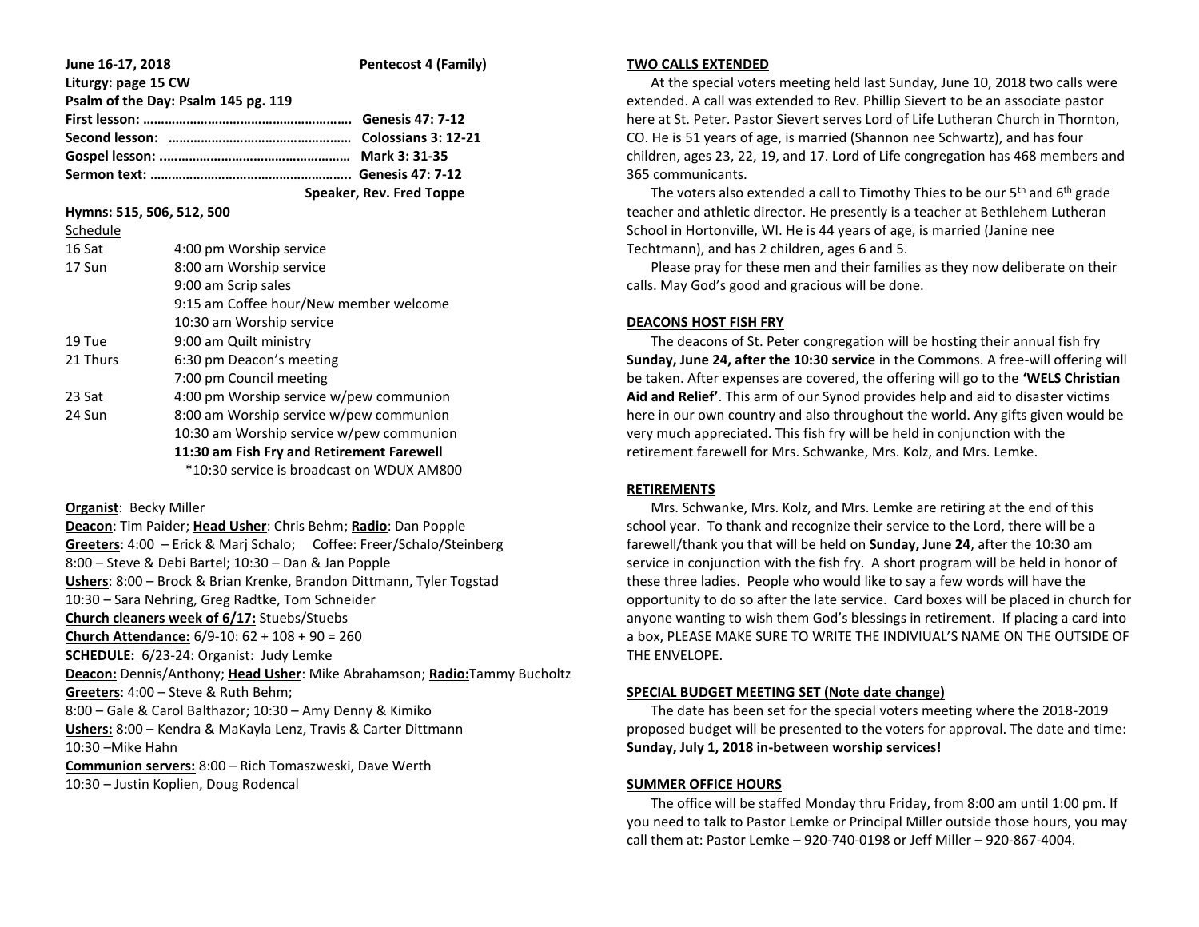**June 16-17, 2018** **Pentecost 4 (Family)**

**Liturgy: page 15 CW**

**Psalm of the Day: Psalm 145 pg. 119**

**First lesson: ………………………………………………… Genesis 47: 7-12**

**Second lesson: …………………………………………… Colossians 3: 12-21**

**Gospel lesson: ................................................ Mark 3: 31-35**

**Sermon text: ……………………………………………… Genesis 47: 7-12**

**Speaker, Rev. Fred Toppe**

**Hymns: 515, 506, 512, 500**

Schedule

| | |
|---|---|
| 16 Sat | 4:00 pm Worship service |
| 17 Sun | 8:00 am Worship service |
| | 9:00 am Scrip sales |
| | 9:15 am Coffee hour/New member welcome |
| | 10:30 am Worship service |
| 19 Tue | 9:00 am Quilt ministry |
| 21 Thurs | 6:30 pm Deacon's meeting |
| | 7:00 pm Council meeting |
| 23 Sat | 4:00 pm Worship service w/pew communion |
| 24 Sun | 8:00 am Worship service w/pew communion |
| | 10:30 am Worship service w/pew communion |
| | **11:30 am Fish Fry and Retirement Farewell** |
| | *10:30 service is broadcast on WDUX AM800 |

**Organist**: Becky Miller

**Deacon**: Tim Paider; **Head Usher**: Chris Behm; **Radio**: Dan Popple

**Greeters**: 4:00 – Erick & Marj Schalo; Coffee: Freer/Schalo/Steinberg

8:00 – Steve & Debi Bartel; 10:30 – Dan & Jan Popple

**Ushers**: 8:00 – Brock & Brian Krenke, Brandon Dittmann, Tyler Togstad

10:30 – Sara Nehring, Greg Radtke, Tom Schneider

**Church cleaners week of 6/17:** Stuebs/Stuebs

**Church Attendance:** 6/9-10: 62 + 108 + 90 = 260

**SCHEDULE:** 6/23-24: Organist: Judy Lemke

**Deacon:** Dennis/Anthony; **Head Usher**: Mike Abrahamson; **Radio:**Tammy Bucholtz

**Greeters**: 4:00 – Steve & Ruth Behm;

8:00 – Gale & Carol Balthazor; 10:30 – Amy Denny & Kimiko

**Ushers:** 8:00 – Kendra & MaKayla Lenz, Travis & Carter Dittmann

10:30 –Mike Hahn

**Communion servers:** 8:00 – Rich Tomaszweski, Dave Werth

10:30 – Justin Koplien, Doug Rodencal

## TWO CALLS EXTENDED

At the special voters meeting held last Sunday, June 10, 2018 two calls were extended. A call was extended to Rev. Phillip Sievert to be an associate pastor here at St. Peter. Pastor Sievert serves Lord of Life Lutheran Church in Thornton, CO. He is 51 years of age, is married (Shannon nee Schwartz), and has four children, ages 23, 22, 19, and 17. Lord of Life congregation has 468 members and 365 communicants.

The voters also extended a call to Timothy Thies to be our 5th and 6th grade teacher and athletic director. He presently is a teacher at Bethlehem Lutheran School in Hortonville, WI. He is 44 years of age, is married (Janine nee Techtmann), and has 2 children, ages 6 and 5.

Please pray for these men and their families as they now deliberate on their calls. May God's good and gracious will be done.

## DEACONS HOST FISH FRY

The deacons of St. Peter congregation will be hosting their annual fish fry **Sunday, June 24, after the 10:30 service** in the Commons. A free-will offering will be taken. After expenses are covered, the offering will go to the **'WELS Christian Aid and Relief'**. This arm of our Synod provides help and aid to disaster victims here in our own country and also throughout the world. Any gifts given would be very much appreciated. This fish fry will be held in conjunction with the retirement farewell for Mrs. Schwanke, Mrs. Kolz, and Mrs. Lemke.

## RETIREMENTS

Mrs. Schwanke, Mrs. Kolz, and Mrs. Lemke are retiring at the end of this school year. To thank and recognize their service to the Lord, there will be a farewell/thank you that will be held on **Sunday, June 24**, after the 10:30 am service in conjunction with the fish fry. A short program will be held in honor of these three ladies. People who would like to say a few words will have the opportunity to do so after the late service. Card boxes will be placed in church for anyone wanting to wish them God's blessings in retirement. If placing a card into a box, PLEASE MAKE SURE TO WRITE THE INDIVIUAL'S NAME ON THE OUTSIDE OF THE ENVELOPE.

## SPECIAL BUDGET MEETING SET (Note date change)

The date has been set for the special voters meeting where the 2018-2019 proposed budget will be presented to the voters for approval. The date and time: **Sunday, July 1, 2018 in-between worship services!**

## SUMMER OFFICE HOURS

The office will be staffed Monday thru Friday, from 8:00 am until 1:00 pm. If you need to talk to Pastor Lemke or Principal Miller outside those hours, you may call them at: Pastor Lemke – 920-740-0198 or Jeff Miller – 920-867-4004.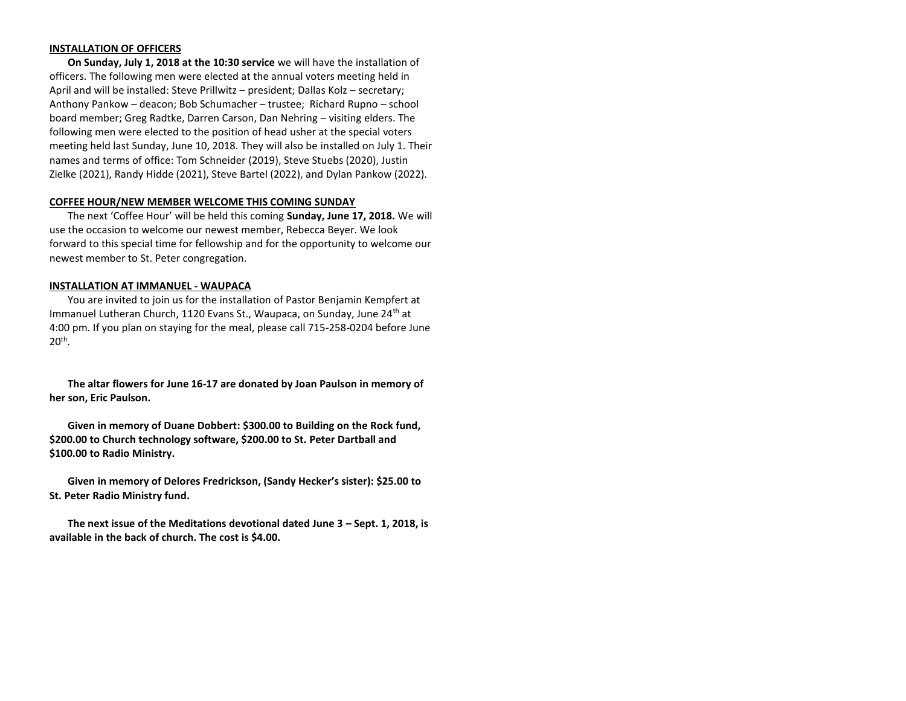**INSTALLATION OF OFFICERS**

**On Sunday, July 1, 2018 at the 10:30 service** we will have the installation of officers. The following men were elected at the annual voters meeting held in April and will be installed: Steve Prillwitz – president; Dallas Kolz – secretary; Anthony Pankow – deacon; Bob Schumacher – trustee; Richard Rupno – school board member; Greg Radtke, Darren Carson, Dan Nehring – visiting elders. The following men were elected to the position of head usher at the special voters meeting held last Sunday, June 10, 2018. They will also be installed on July 1. Their names and terms of office: Tom Schneider (2019), Steve Stuebs (2020), Justin Zielke (2021), Randy Hidde (2021), Steve Bartel (2022), and Dylan Pankow (2022).

**COFFEE HOUR/NEW MEMBER WELCOME THIS COMING SUNDAY**

The next 'Coffee Hour' will be held this coming **Sunday, June 17, 2018.** We will use the occasion to welcome our newest member, Rebecca Beyer. We look forward to this special time for fellowship and for the opportunity to welcome our newest member to St. Peter congregation.

**INSTALLATION AT IMMANUEL - WAUPACA**

You are invited to join us for the installation of Pastor Benjamin Kempfert at Immanuel Lutheran Church, 1120 Evans St., Waupaca, on Sunday, June 24th at 4:00 pm. If you plan on staying for the meal, please call 715-258-0204 before June 20th.

**The altar flowers for June 16-17 are donated by Joan Paulson in memory of her son, Eric Paulson.**

**Given in memory of Duane Dobbert: $300.00 to Building on the Rock fund, $200.00 to Church technology software, $200.00 to St. Peter Dartball and $100.00 to Radio Ministry.**

**Given in memory of Delores Fredrickson, (Sandy Hecker's sister): $25.00 to St. Peter Radio Ministry fund.**

**The next issue of the Meditations devotional dated June 3 – Sept. 1, 2018, is available in the back of church. The cost is $4.00.**